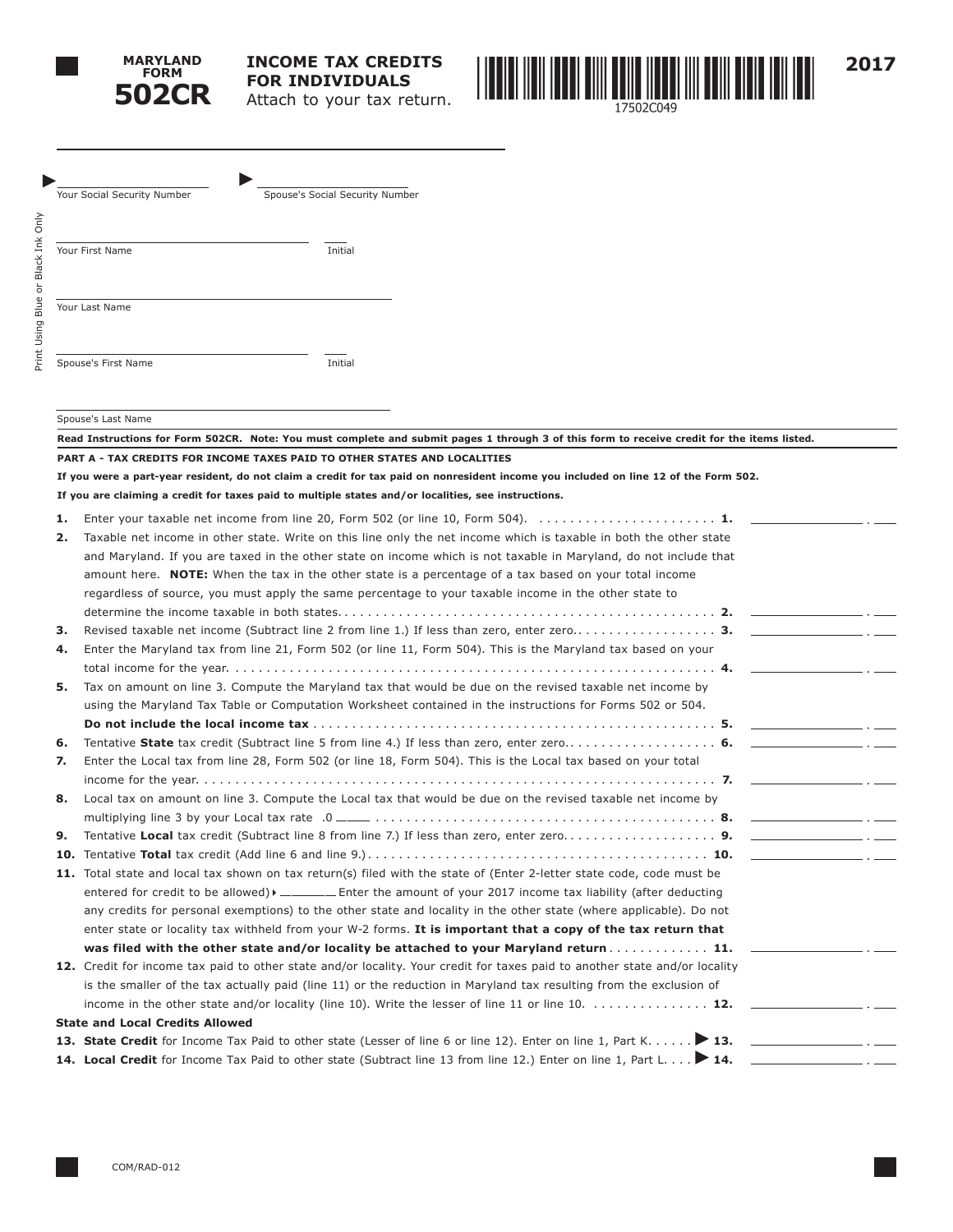# MARYLAND FORM 502CR

## INCOME TAX CREDITS FOR INDIVIDUALS

Attach to your tax return.

17502C049

2017

Your Social Security Number

Spouse's Social Security Number

Your First Name

Initial

Your Last Name

Spouse's First Name

Initial

Spouse's Last Name

Print Using Blue or Black Ink Only

**Read Instructions for Form 502CR. Note: You must complete and submit pages 1 through 3 of this form to receive credit for the items listed.**

### PART A - TAX CREDITS FOR INCOME TAXES PAID TO OTHER STATES AND LOCALITIES

**If you were a part-year resident, do not claim a credit for tax paid on nonresident income you included on line 12 of the Form 502.**

**If you are claiming a credit for taxes paid to multiple states and/or localities, see instructions.**

1. Enter your taxable net income from line 20, Form 502 (or line 10, Form 504). . . . . . . . . . . . . . . . . . . . . . . . **1.** ________ . ___
2. Taxable net income in other state. Write on this line only the net income which is taxable in both the other state and Maryland. If you are taxed in the other state on income which is not taxable in Maryland, do not include that amount here. **NOTE:** When the tax in the other state is a percentage of a tax based on your total income regardless of source, you must apply the same percentage to your taxable income in the other state to determine the income taxable in both states. . . . . . . . . . . . . . . . . . . . . . . . . . . . . . . . . . . . . . . . . . . . . . . . . **2.** ________ . ___
3. Revised taxable net income (Subtract line 2 from line 1.) If less than zero, enter zero.. . . . . . . . . . . . . . . . . . . **3.** ________ . ___
4. Enter the Maryland tax from line 21, Form 502 (or line 11, Form 504). This is the Maryland tax based on your total income for the year. . . . . . . . . . . . . . . . . . . . . . . . . . . . . . . . . . . . . . . . . . . . . . . . . . . . . . . . . . . . . . **4.** ________ . ___
5. Tax on amount on line 3. Compute the Maryland tax that would be due on the revised taxable net income by using the Maryland Tax Table or Computation Worksheet contained in the instructions for Forms 502 or 504. **Do not include the local income tax** . . . . . . . . . . . . . . . . . . . . . . . . . . . . . . . . . . . . . . . . . . . . . . . . . . . **5.** ________ . ___
6. Tentative **State** tax credit (Subtract line 5 from line 4.) If less than zero, enter zero. . . . . . . . . . . . . . . . . . . . **6.** ________ . ___
7. Enter the Local tax from line 28, Form 502 (or line 18, Form 504). This is the Local tax based on your total income for the year. . . . . . . . . . . . . . . . . . . . . . . . . . . . . . . . . . . . . . . . . . . . . . . . . . . . . . . . . . . . . . . . . . . . **7.** ________ . ___
8. Local tax on amount on line 3. Compute the Local tax that would be due on the revised taxable net income by multiplying line 3 by your Local tax rate .0 ____ . . . . . . . . . . . . . . . . . . . . . . . . . . . . . . . . . . . . . . . . . . . . **8.** ________ . ___
9. Tentative **Local** tax credit (Subtract line 8 from line 7.) If less than zero, enter zero. . . . . . . . . . . . . . . . . . . . **9.** ________ . ___
10. Tentative **Total** tax credit (Add line 6 and line 9.) . . . . . . . . . . . . . . . . . . . . . . . . . . . . . . . . . . . . . . . . . . . **10.** ________ . ___
11. Total state and local tax shown on tax return(s) filed with the state of (Enter 2-letter state code, code must be entered for credit to be allowed) ________ Enter the amount of your 2017 income tax liability (after deducting any credits for personal exemptions) to the other state and locality in the other state (where applicable). Do not enter state or locality tax withheld from your W-2 forms. **It is important that a copy of the tax return that was filed with the other state and/or locality be attached to your Maryland return** . . . . . . . . . . . . . **11.** ________ . ___
12. Credit for income tax paid to other state and/or locality. Your credit for taxes paid to another state and/or locality is the smaller of the tax actually paid (line 11) or the reduction in Maryland tax resulting from the exclusion of income in the other state and/or locality (line 10). Write the lesser of line 11 or line 10. . . . . . . . . . . . . . . . **12.** ________ . ___

**State and Local Credits Allowed**

13. **State Credit** for Income Tax Paid to other state (Lesser of line 6 or line 12). Enter on line 1, Part K. . . . . . **13.** ________ . ___
14. **Local Credit** for Income Tax Paid to other state (Subtract line 13 from line 12.) Enter on line 1, Part L. . . . **14.** ________ . ___

COM/RAD-012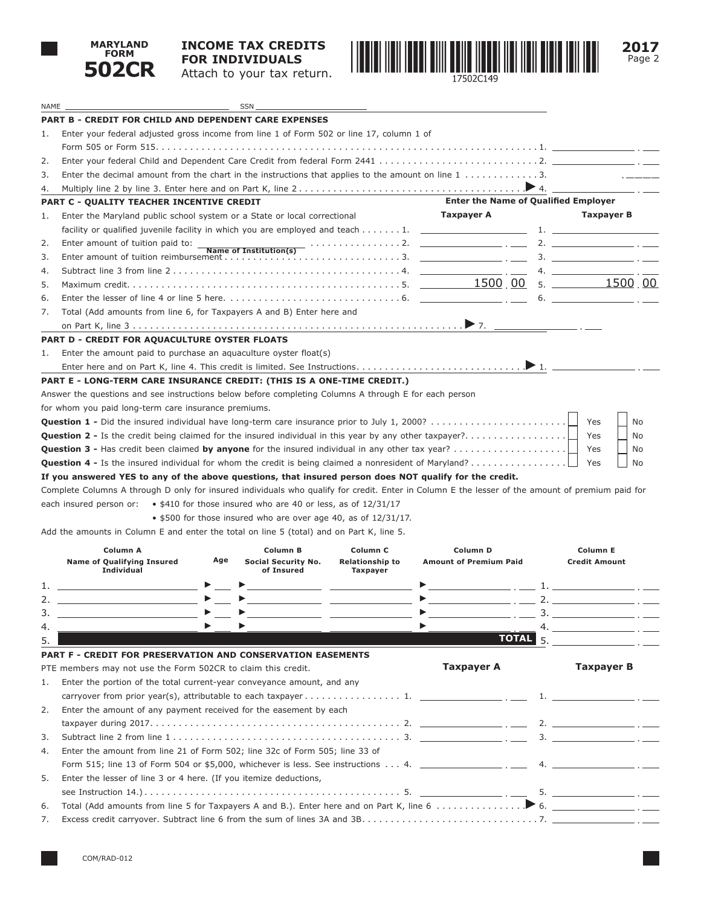# MARYLAND FORM 502CR

## INCOME TAX CREDITS FOR INDIVIDUALS

Attach to your tax return.

17502C149

**2017**
Page 2

NAME ____________________ SSN ____________________

### PART B - CREDIT FOR CHILD AND DEPENDENT CARE EXPENSES

1. Enter your federal adjusted gross income from line 1 of Form 502 or line 17, column 1 of Form 505 or Form 515. . . . . . . . . . . . . . . . . . . . . . . . . . . . . . . . . . . . . . . . . 1. ________ . ___
2. Enter your federal Child and Dependent Care Credit from federal Form 2441 . . . . . . . . . . . . . . . . 2. ________ . ___
3. Enter the decimal amount from the chart in the instructions that applies to the amount on line 1 . . . . . . . . 3. . _____
4. Multiply line 2 by line 3. Enter here and on Part K, line 2 . . . . . . . . . . . . . . . . . . . . . . . . . . . ▶ 4. ________ . ___

### PART C - QUALITY TEACHER INCENTIVE CREDIT

**Enter the Name of Qualified Employer**

| | | Taxpayer A | Taxpayer B |
|---|---|---|---|
| 1. | Enter the Maryland public school system or a State or local correctional facility or qualified juvenile facility in which you are employed and teach . . . . . . . 1. | | 1. |
| 2. | Enter amount of tuition paid to: ________ (Name of Institution(s)) . . . . . . . . . . . 2. | . | 2. . |
| 3. | Enter amount of tuition reimbursement . . . . . . . . . . . . . . . . . . . . 3. | . | 3. . |
| 4. | Subtract line 3 from line 2 . . . . . . . . . . . . . . . . . . . . . . . . . 4. | . | 4. . |
| 5. | Maximum credit. . . . . . . . . . . . . . . . . . . . . . . . . . . . . . . . 5. | 1500 . 00 | 5. 1500 . 00 |
| 6. | Enter the lesser of line 4 or line 5 here. . . . . . . . . . . . . . . . . . 6. | . | 6. . |

7. Total (Add amounts from line 6, for Taxpayers A and B) Enter here and on Part K, line 3 . . . . . . . . . . . . . . . . . . . . . . . . . . . . . . . . . . ▶ 7. ________ . ___

### PART D - CREDIT FOR AQUACULTURE OYSTER FLOATS

1. Enter the amount paid to purchase an aquaculture oyster float(s)
   Enter here and on Part K, line 4. This credit is limited. See Instructions. . . . . . . . . . . . . . . . . ▶ 1. ________ . ___

### PART E - LONG-TERM CARE INSURANCE CREDIT: (THIS IS A ONE-TIME CREDIT.)

Answer the questions and see instructions below before completing Columns A through E for each person for whom you paid long-term care insurance premiums.

**Question 1 -** Did the insured individual have long-term care insurance prior to July 1, 2000? . . . . . . . . ☐ Yes ☐ No

**Question 2 -** Is the credit being claimed for the insured individual in this year by any other taxpayer?. . . . . ☐ Yes ☐ No

**Question 3 -** Has credit been claimed **by anyone** for the insured individual in any other tax year? . . . . . . ☐ Yes ☐ No

**Question 4 -** Is the insured individual for whom the credit is being claimed a nonresident of Maryland? . . . . ☐ Yes ☐ No

**If you answered YES to any of the above questions, that insured person does NOT qualify for the credit.**

Complete Columns A through D only for insured individuals who qualify for credit. Enter in Column E the lesser of the amount of premium paid for each insured person or:

- $410 for those insured who are 40 or less, as of 12/31/17
- $500 for those insured who are over age 40, as of 12/31/17.

Add the amounts in Column E and enter the total on line 5 (total) and on Part K, line 5.

| | Column A Name of Qualifying Insured Individual | Age | Column B Social Security No. of Insured | Column C Relationship to Taxpayer | Column D Amount of Premium Paid | Column E Credit Amount |
|---|---|---|---|---|---|---|
| 1. | | ▶ | ▶ | | ▶ . | 1. . |
| 2. | | ▶ | ▶ | | ▶ . | 2. . |
| 3. | | ▶ | ▶ | | ▶ . | 3. . |
| 4. | | ▶ | ▶ | | ▶ . | 4. . |
| 5. | | | | | **TOTAL** | 5. . |

### PART F - CREDIT FOR PRESERVATION AND CONSERVATION EASEMENTS

PTE members may not use the Form 502CR to claim this credit.

| | | Taxpayer A | Taxpayer B |
|---|---|---|---|
| 1. | Enter the portion of the total current-year conveyance amount, and any carryover from prior year(s), attributable to each taxpayer . . . . . . . . . . . . . . . . 1. | . | 1. . |
| 2. | Enter the amount of any payment received for the easement by each taxpayer during 2017. . . . . . . . . . . . . . . . . . . . . . . . . . . . . . . . . 2. | . | 2. . |
| 3. | Subtract line 2 from line 1 . . . . . . . . . . . . . . . . . . . . . . . . . 3. | . | 3. . |
| 4. | Enter the amount from line 21 of Form 502; line 32c of Form 505; line 33 of Form 515; line 13 of Form 504 or $5,000, whichever is less. See instructions . . . 4. | . | 4. . |
| 5. | Enter the lesser of line 3 or 4 here. (If you itemize deductions, see Instruction 14.). . . . . . . . . . . . . . . . . . . . . . . . . . . . . . . . 5. | . | 5. . |

6. Total (Add amounts from line 5 for Taxpayers A and B.). Enter here and on Part K, line 6 . . . . . . . . . . ▶ 6. ________ . ___
7. Excess credit carryover. Subtract line 6 from the sum of lines 3A and 3B. . . . . . . . . . . . . . . . . . . 7. ________ . ___

COM/RAD-012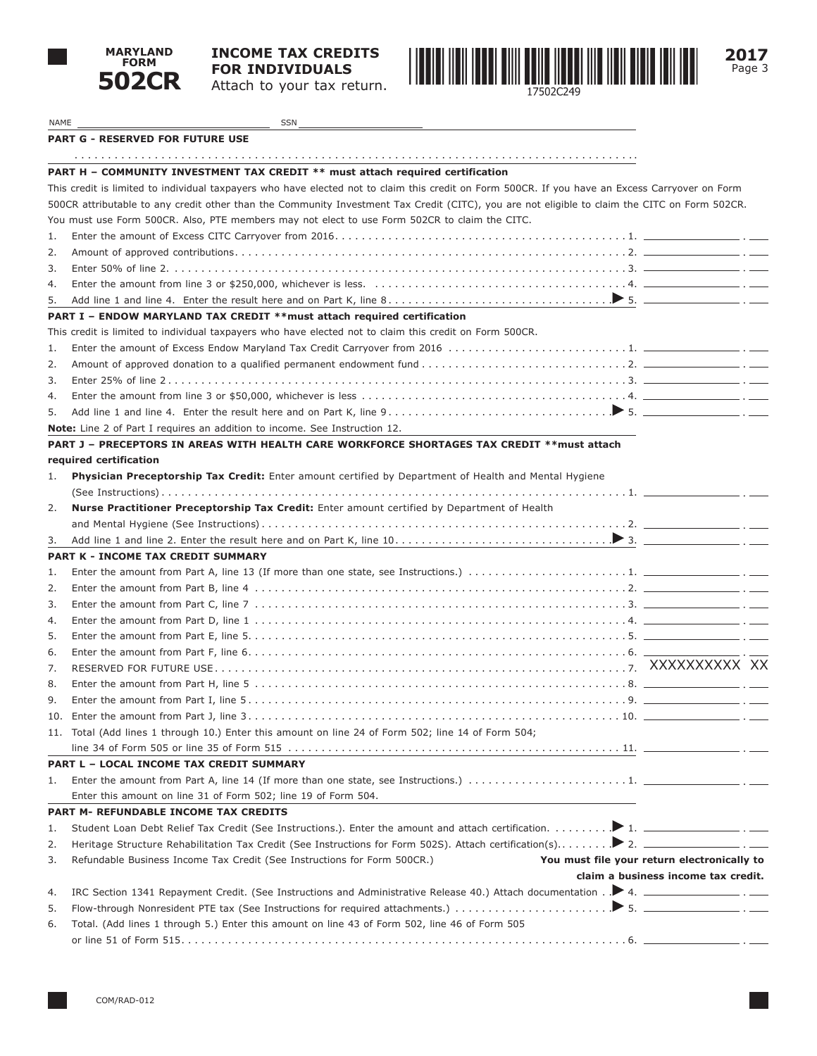# MARYLAND FORM 502CR

## INCOME TAX CREDITS FOR INDIVIDUALS

Attach to your tax return.

17502C249

**2017**

NAME ______________________ SSN ______________________

### PART G - RESERVED FOR FUTURE USE

### PART H – COMMUNITY INVESTMENT TAX CREDIT ** must attach required certification

This credit is limited to individual taxpayers who have elected not to claim this credit on Form 500CR. If you have an Excess Carryover on Form 500CR attributable to any credit other than the Community Investment Tax Credit (CITC), you are not eligible to claim the CITC on Form 502CR. You must use Form 500CR. Also, PTE members may not elect to use Form 502CR to claim the CITC.

1. Enter the amount of Excess CITC Carryover from 2016 . . . . . 1. ________ . ___
2. Amount of approved contributions . . . . . 2. ________ . ___
3. Enter 50% of line 2. . . . . . 3. ________ . ___
4. Enter the amount from line 3 or $250,000, whichever is less. . . . . . 4. ________ . ___
5. Add line 1 and line 4. Enter the result here and on Part K, line 8 . . . . . ▶ 5. ________ . ___

### PART I – ENDOW MARYLAND TAX CREDIT **must attach required certification

This credit is limited to individual taxpayers who have elected not to claim this credit on Form 500CR.

1. Enter the amount of Excess Endow Maryland Tax Credit Carryover from 2016 . . . . . 1. ________ . ___
2. Amount of approved donation to a qualified permanent endowment fund . . . . . 2. ________ . ___
3. Enter 25% of line 2 . . . . . 3. ________ . ___
4. Enter the amount from line 3 or $50,000, whichever is less . . . . . 4. ________ . ___
5. Add line 1 and line 4. Enter the result here and on Part K, line 9 . . . . . ▶ 5. ________ . ___

**Note:** Line 2 of Part I requires an addition to income. See Instruction 12.

### PART J – PRECEPTORS IN AREAS WITH HEALTH CARE WORKFORCE SHORTAGES TAX CREDIT **must attach required certification

1. **Physician Preceptorship Tax Credit:** Enter amount certified by Department of Health and Mental Hygiene (See Instructions) . . . . . 1. ________ . ___
2. **Nurse Practitioner Preceptorship Tax Credit:** Enter amount certified by Department of Health and Mental Hygiene (See Instructions) . . . . . 2. ________ . ___
3. Add line 1 and line 2. Enter the result here and on Part K, line 10 . . . . . ▶ 3. ________ . ___

### PART K - INCOME TAX CREDIT SUMMARY

1. Enter the amount from Part A, line 13 (If more than one state, see Instructions.) . . . . . 1. ________ . ___
2. Enter the amount from Part B, line 4 . . . . . 2. ________ . ___
3. Enter the amount from Part C, line 7 . . . . . 3. ________ . ___
4. Enter the amount from Part D, line 1 . . . . . 4. ________ . ___
5. Enter the amount from Part E, line 5 . . . . . 5. ________ . ___
6. Enter the amount from Part F, line 6 . . . . . 6. ________ . ___
7. RESERVED FOR FUTURE USE . . . . . 7. XXXXXXXXXX XX
8. Enter the amount from Part H, line 5 . . . . . 8. ________ . ___
9. Enter the amount from Part I, line 5 . . . . . 9. ________ . ___
10. Enter the amount from Part J, line 3 . . . . . 10. ________ . ___
11. Total (Add lines 1 through 10.) Enter this amount on line 24 of Form 502; line 14 of Form 504; line 34 of Form 505 or line 35 of Form 515 . . . . . 11. ________ . ___

### PART L – LOCAL INCOME TAX CREDIT SUMMARY

1. Enter the amount from Part A, line 14 (If more than one state, see Instructions.) . . . . . 1. ________ . ___
   Enter this amount on line 31 of Form 502; line 19 of Form 504.

### PART M- REFUNDABLE INCOME TAX CREDITS

1. Student Loan Debt Relief Tax Credit (See Instructions.). Enter the amount and attach certification. . . . . ▶ 1. ________ . ___
2. Heritage Structure Rehabilitation Tax Credit (See Instructions for Form 502S). Attach certification(s). . . . . ▶ 2. ________ . ___
3. Refundable Business Income Tax Credit (See Instructions for Form 500CR.) **You must file your return electronically to claim a business income tax credit.**
4. IRC Section 1341 Repayment Credit. (See Instructions and Administrative Release 40.) Attach documentation . . ▶ 4. ________ . ___
5. Flow-through Nonresident PTE tax (See Instructions for required attachments.) . . . . . ▶ 5. ________ . ___
6. Total. (Add lines 1 through 5.) Enter this amount on line 43 of Form 502, line 46 of Form 505 or line 51 of Form 515. . . . . . 6. ________ . ___

COM/RAD-012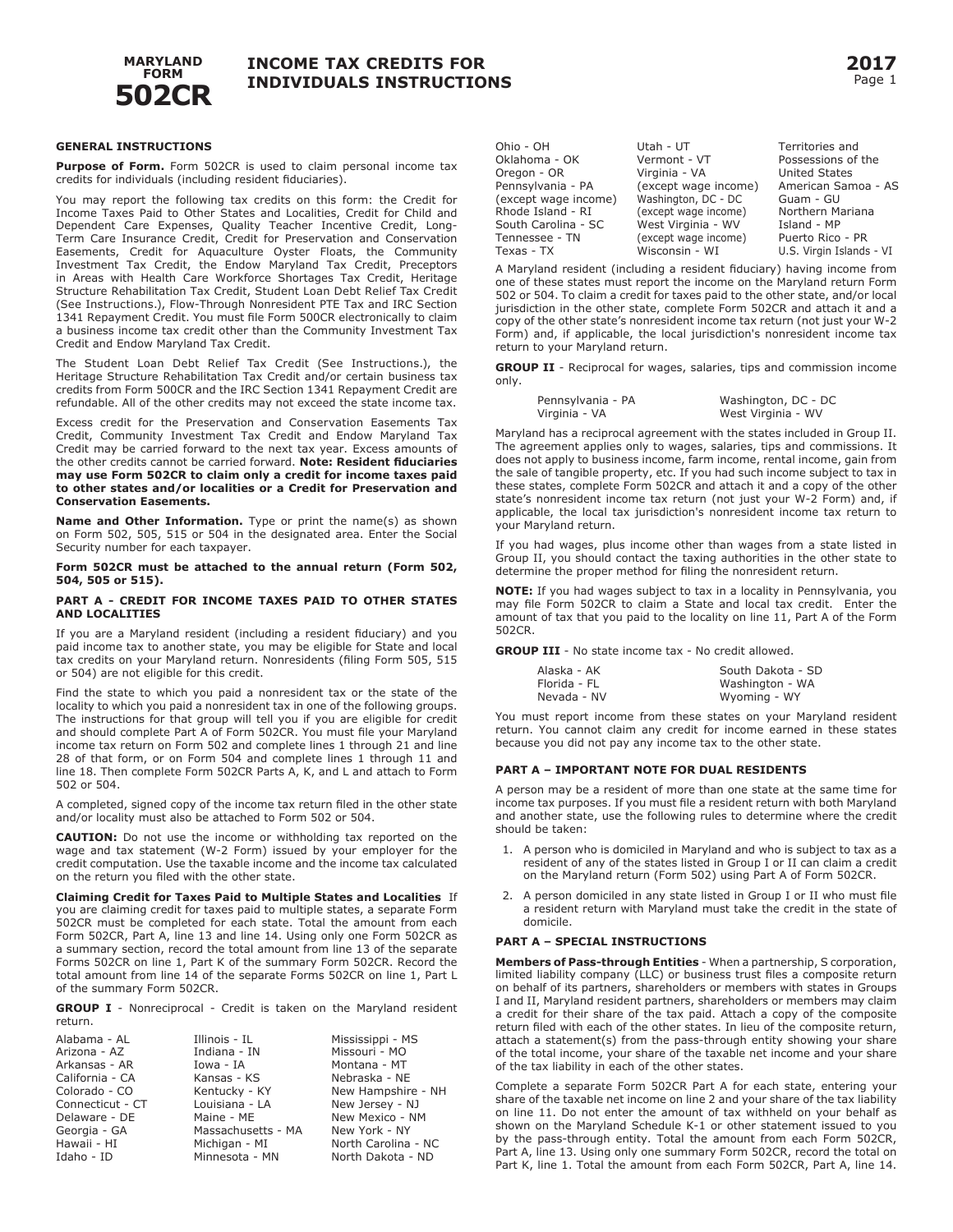# MARYLAND FORM 502CR

## INCOME TAX CREDITS FOR INDIVIDUALS INSTRUCTIONS

**2017**

### GENERAL INSTRUCTIONS

**Purpose of Form.** Form 502CR is used to claim personal income tax credits for individuals (including resident fiduciaries).

You may report the following tax credits on this form: the Credit for Income Taxes Paid to Other States and Localities, Credit for Child and Dependent Care Expenses, Quality Teacher Incentive Credit, Long-Term Care Insurance Credit, Credit for Preservation and Conservation Easements, Credit for Aquaculture Oyster Floats, the Community Investment Tax Credit, the Endow Maryland Tax Credit, Preceptors in Areas with Health Care Workforce Shortages Tax Credit, Heritage Structure Rehabilitation Tax Credit, Student Loan Debt Relief Tax Credit (See Instructions.), Flow-Through Nonresident PTE Tax and IRC Section 1341 Repayment Credit. You must file Form 500CR electronically to claim a business income tax credit other than the Community Investment Tax Credit and Endow Maryland Tax Credit.

The Student Loan Debt Relief Tax Credit (See Instructions.), the Heritage Structure Rehabilitation Tax Credit and/or certain business tax credits from Form 500CR and the IRC Section 1341 Repayment Credit are refundable. All of the other credits may not exceed the state income tax.

Excess credit for the Preservation and Conservation Easements Tax Credit, Community Investment Tax Credit and Endow Maryland Tax Credit may be carried forward to the next tax year. Excess amounts of the other credits cannot be carried forward. **Note: Resident fiduciaries may use Form 502CR to claim only a credit for income taxes paid to other states and/or localities or a Credit for Preservation and Conservation Easements.**

**Name and Other Information.** Type or print the name(s) as shown on Form 502, 505, 515 or 504 in the designated area. Enter the Social Security number for each taxpayer.

**Form 502CR must be attached to the annual return (Form 502, 504, 505 or 515).**

### PART A - CREDIT FOR INCOME TAXES PAID TO OTHER STATES AND LOCALITIES

If you are a Maryland resident (including a resident fiduciary) and you paid income tax to another state, you may be eligible for State and local tax credits on your Maryland return. Nonresidents (filing Form 505, 515 or 504) are not eligible for this credit.

Find the state to which you paid a nonresident tax or the state of the locality to which you paid a nonresident tax in one of the following groups. The instructions for that group will tell you if you are eligible for credit and should complete Part A of Form 502CR. You must file your Maryland income tax return on Form 502 and complete lines 1 through 21 and line 28 of that form, or on Form 504 and complete lines 1 through 11 and line 18. Then complete Form 502CR Parts A, K, and L and attach to Form 502 or 504.

A completed, signed copy of the income tax return filed in the other state and/or locality must also be attached to Form 502 or 504.

**CAUTION:** Do not use the income or withholding tax reported on the wage and tax statement (W-2 Form) issued by your employer for the credit computation. Use the taxable income and the income tax calculated on the return you filed with the other state.

**Claiming Credit for Taxes Paid to Multiple States and Localities** If you are claiming credit for taxes paid to multiple states, a separate Form 502CR must be completed for each state. Total the amount from each Form 502CR, Part A, line 13 and line 14. Using only one Form 502CR as a summary section, record the total amount from line 13 of the separate Forms 502CR on line 1, Part K of the summary Form 502CR. Record the total amount from line 14 of the separate Forms 502CR on line 1, Part L of the summary Form 502CR.

**GROUP I** - Nonreciprocal - Credit is taken on the Maryland resident return.

| | | | | |
|---|---|---|---|---|
| Alabama - AL | Illinois - IL | Mississippi - MS | Ohio - OH | Utah - UT |
| Arizona - AZ | Indiana - IN | Missouri - MO | Oklahoma - OK | Vermont - VT |
| Arkansas - AR | Iowa - IA | Montana - MT | Oregon - OR | Virginia - VA (except wage income) |
| California - CA | Kansas - KS | Nebraska - NE | Pennsylvania - PA (except wage income) | Washington, DC - DC (except wage income) |
| Colorado - CO | Kentucky - KY | New Hampshire - NH | Rhode Island - RI | West Virginia - WV (except wage income) |
| Connecticut - CT | Louisiana - LA | New Jersey - NJ | South Carolina - SC | Wisconsin - WI |
| Delaware - DE | Maine - ME | New Mexico - NM | Tennessee - TN | |
| Georgia - GA | Massachusetts - MA | New York - NY | Texas - TX | |
| Hawaii - HI | Michigan - MI | North Carolina - NC | | |
| Idaho - ID | Minnesota - MN | North Dakota - ND | | |

Territories and Possessions of the United States
- American Samoa - AS
- Guam - GU
- Northern Mariana Island - MP
- Puerto Rico - PR
- U.S. Virgin Islands - VI

A Maryland resident (including a resident fiduciary) having income from one of these states must report the income on the Maryland return Form 502 or 504. To claim a credit for taxes paid to the other state, and/or local jurisdiction in the other state, complete Form 502CR and attach it and a copy of the other state's nonresident income tax return (not just your W-2 Form) and, if applicable, the local jurisdiction's nonresident income tax return to your Maryland return.

**GROUP II** - Reciprocal for wages, salaries, tips and commission income only.

| | |
|---|---|
| Pennsylvania - PA | Washington, DC - DC |
| Virginia - VA | West Virginia - WV |

Maryland has a reciprocal agreement with the states included in Group II. The agreement applies only to wages, salaries, tips and commissions. It does not apply to business income, farm income, rental income, gain from the sale of tangible property, etc. If you had such income subject to tax in these states, complete Form 502CR and attach it and a copy of the other state's nonresident income tax return (not just your W-2 Form) and, if applicable, the local tax jurisdiction's nonresident income tax return to your Maryland return.

If you had wages, plus income other than wages from a state listed in Group II, you should contact the taxing authorities in the other state to determine the proper method for filing the nonresident return.

**NOTE:** If you had wages subject to tax in a locality in Pennsylvania, you may file Form 502CR to claim a State and local tax credit. Enter the amount of tax that you paid to the locality on line 11, Part A of the Form 502CR.

**GROUP III** - No state income tax - No credit allowed.

| | |
|---|---|
| Alaska - AK | South Dakota - SD |
| Florida - FL | Washington - WA |
| Nevada - NV | Wyoming - WY |

You must report income from these states on your Maryland resident return. You cannot claim any credit for income earned in these states because you did not pay any income tax to the other state.

### PART A – IMPORTANT NOTE FOR DUAL RESIDENTS

A person may be a resident of more than one state at the same time for income tax purposes. If you must file a resident return with both Maryland and another state, use the following rules to determine where the credit should be taken:

1. A person who is domiciled in Maryland and who is subject to tax as a resident of any of the states listed in Group I or II can claim a credit on the Maryland return (Form 502) using Part A of Form 502CR.
2. A person domiciled in any state listed in Group I or II who must file a resident return with Maryland must take the credit in the state of domicile.

### PART A – SPECIAL INSTRUCTIONS

**Members of Pass-through Entities** - When a partnership, S corporation, limited liability company (LLC) or business trust files a composite return on behalf of its partners, shareholders or members with states in Groups I and II, Maryland resident partners, shareholders or members may claim a credit for their share of the tax paid. Attach a copy of the composite return filed with each of the other states. In lieu of the composite return, attach a statement(s) from the pass-through entity showing your share of the total income, your share of the taxable net income and your share of the tax liability in each of the other states.

Complete a separate Form 502CR Part A for each state, entering your share of the taxable net income on line 2 and your share of the tax liability on line 11. Do not enter the amount of tax withheld on your behalf as shown on the Maryland Schedule K-1 or other statement issued to you by the pass-through entity. Total the amount from each Form 502CR, Part A, line 13. Using only one summary Form 502CR, record the total on Part K, line 1. Total the amount from each Form 502CR, Part A, line 14.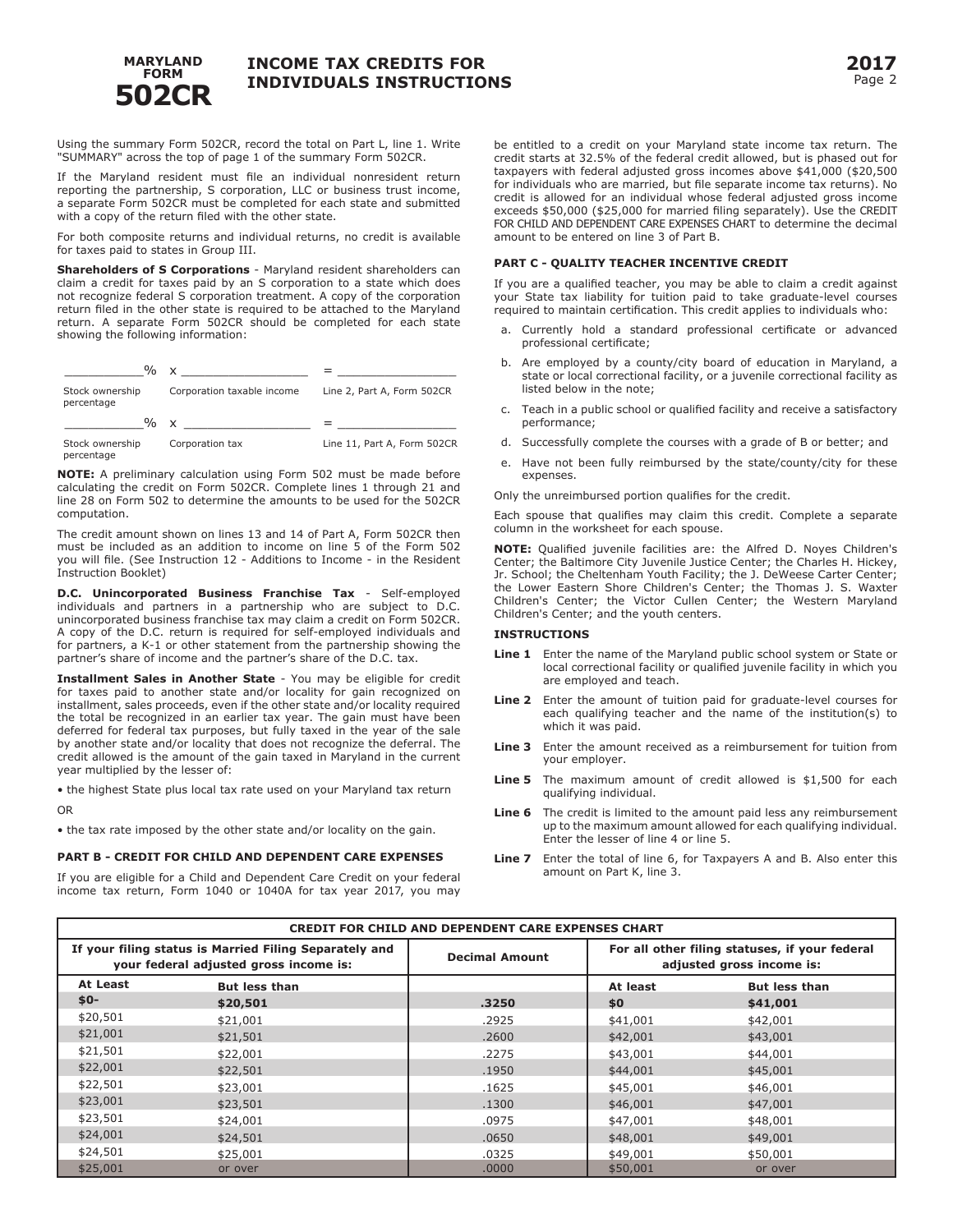Using the summary Form 502CR, record the total on Part L, line 1. Write "SUMMARY" across the top of page 1 of the summary Form 502CR.

If the Maryland resident must file an individual nonresident return reporting the partnership, S corporation, LLC or business trust income, a separate Form 502CR must be completed for each state and submitted with a copy of the return filed with the other state.

For both composite returns and individual returns, no credit is available for taxes paid to states in Group III.

**Shareholders of S Corporations** - Maryland resident shareholders can claim a credit for taxes paid by an S corporation to a state which does not recognize federal S corporation treatment. A copy of the corporation return filed in the other state is required to be attached to the Maryland return. A separate Form 502CR should be completed for each state showing the following information:

| ___________% | x ________________ | = ________________ |
|---|---|---|
| Stock ownership percentage | Corporation taxable income | Line 2, Part A, Form 502CR |
| ___________% | x ________________ | = ________________ |
| Stock ownership percentage | Corporation tax | Line 11, Part A, Form 502CR |

**NOTE:** A preliminary calculation using Form 502 must be made before calculating the credit on Form 502CR. Complete lines 1 through 21 and line 28 on Form 502 to determine the amounts to be used for the 502CR computation.

The credit amount shown on lines 13 and 14 of Part A, Form 502CR then must be included as an addition to income on line 5 of the Form 502 you will file. (See Instruction 12 - Additions to Income - in the Resident Instruction Booklet)

**D.C. Unincorporated Business Franchise Tax** - Self-employed individuals and partners in a partnership who are subject to D.C. unincorporated business franchise tax may claim a credit on Form 502CR. A copy of the D.C. return is required for self-employed individuals and for partners, a K-1 or other statement from the partnership showing the partner's share of income and the partner's share of the D.C. tax.

**Installment Sales in Another State** - You may be eligible for credit for taxes paid to another state and/or locality for gain recognized on installment, sales proceeds, even if the other state and/or locality required the total be recognized in an earlier tax year. The gain must have been deferred for federal tax purposes, but fully taxed in the year of the sale by another state and/or locality that does not recognize the deferral. The credit allowed is the amount of the gain taxed in Maryland in the current year multiplied by the lesser of:

- the highest State plus local tax rate used on your Maryland tax return

OR

- the tax rate imposed by the other state and/or locality on the gain.

**PART B - CREDIT FOR CHILD AND DEPENDENT CARE EXPENSES**

If you are eligible for a Child and Dependent Care Credit on your federal income tax return, Form 1040 or 1040A for tax year 2017, you may be entitled to a credit on your Maryland state income tax return. The credit starts at 32.5% of the federal credit allowed, but is phased out for taxpayers with federal adjusted gross incomes above $41,000 ($20,500 for individuals who are married, but file separate income tax returns). No credit is allowed for an individual whose federal adjusted gross income exceeds $50,000 ($25,000 for married filing separately). Use the CREDIT FOR CHILD AND DEPENDENT CARE EXPENSES CHART to determine the decimal amount to be entered on line 3 of Part B.

**PART C - QUALITY TEACHER INCENTIVE CREDIT**

If you are a qualified teacher, you may be able to claim a credit against your State tax liability for tuition paid to take graduate-level courses required to maintain certification. This credit applies to individuals who:

a. Currently hold a standard professional certificate or advanced professional certificate;

b. Are employed by a county/city board of education in Maryland, a state or local correctional facility, or a juvenile correctional facility as listed below in the note;

c. Teach in a public school or qualified facility and receive a satisfactory performance;

d. Successfully complete the courses with a grade of B or better; and

e. Have not been fully reimbursed by the state/county/city for these expenses.

Only the unreimbursed portion qualifies for the credit.

Each spouse that qualifies may claim this credit. Complete a separate column in the worksheet for each spouse.

**NOTE:** Qualified juvenile facilities are: the Alfred D. Noyes Children's Center; the Baltimore City Juvenile Justice Center; the Charles H. Hickey, Jr. School; the Cheltenham Youth Facility; the J. DeWeese Carter Center; the Lower Eastern Shore Children's Center; the Thomas J. S. Waxter Children's Center; the Victor Cullen Center; the Western Maryland Children's Center; and the youth centers.

**INSTRUCTIONS**

**Line 1** Enter the name of the Maryland public school system or State or local correctional facility or qualified juvenile facility in which you are employed and teach.

**Line 2** Enter the amount of tuition paid for graduate-level courses for each qualifying teacher and the name of the institution(s) to which it was paid.

**Line 3** Enter the amount received as a reimbursement for tuition from your employer.

**Line 5** The maximum amount of credit allowed is $1,500 for each qualifying individual.

**Line 6** The credit is limited to the amount paid less any reimbursement up to the maximum amount allowed for each qualifying individual. Enter the lesser of line 4 or line 5.

**Line 7** Enter the total of line 6, for Taxpayers A and B. Also enter this amount on Part K, line 3.

**CREDIT FOR CHILD AND DEPENDENT CARE EXPENSES CHART**

| If your filing status is Married Filing Separately and your federal adjusted gross income is: | | Decimal Amount | For all other filing statuses, if your federal adjusted gross income is: | |
|---|---|---|---|---|
| **At Least** | **But less than** | | **At least** | **But less than** |
| **$0-** | **$20,501** | **.3250** | **$0** | **$41,001** |
| $20,501 | $21,001 | .2925 | $41,001 | $42,001 |
| $21,001 | $21,501 | .2600 | $42,001 | $43,001 |
| $21,501 | $22,001 | .2275 | $43,001 | $44,001 |
| $22,001 | $22,501 | .1950 | $44,001 | $45,001 |
| $22,501 | $23,001 | .1625 | $45,001 | $46,001 |
| $23,001 | $23,501 | .1300 | $46,001 | $47,001 |
| $23,501 | $24,001 | .0975 | $47,001 | $48,001 |
| $24,001 | $24,501 | .0650 | $48,001 | $49,001 |
| $24,501 | $25,001 | .0325 | $49,001 | $50,001 |
| $25,001 | or over | .0000 | $50,001 | or over |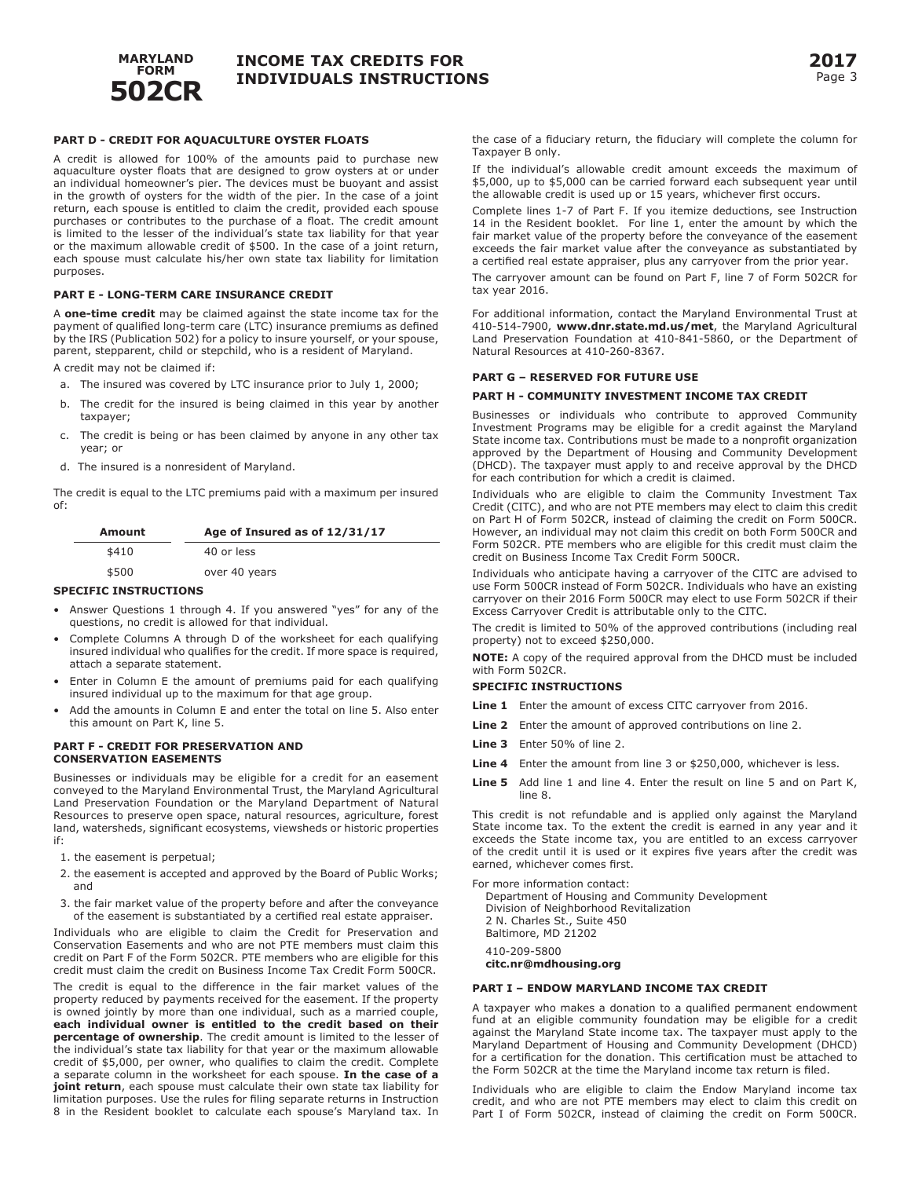## PART D - CREDIT FOR AQUACULTURE OYSTER FLOATS

A credit is allowed for 100% of the amounts paid to purchase new aquaculture oyster floats that are designed to grow oysters at or under an individual homeowner's pier. The devices must be buoyant and assist in the growth of oysters for the width of the pier. In the case of a joint return, each spouse is entitled to claim the credit, provided each spouse purchases or contributes to the purchase of a float. The credit amount is limited to the lesser of the individual's state tax liability for that year or the maximum allowable credit of $500. In the case of a joint return, each spouse must calculate his/her own state tax liability for limitation purposes.

## PART E - LONG-TERM CARE INSURANCE CREDIT

A **one-time credit** may be claimed against the state income tax for the payment of qualified long-term care (LTC) insurance premiums as defined by the IRS (Publication 502) for a policy to insure yourself, or your spouse, parent, stepparent, child or stepchild, who is a resident of Maryland.

A credit may not be claimed if:

a. The insured was covered by LTC insurance prior to July 1, 2000;

b. The credit for the insured is being claimed in this year by another taxpayer;

c. The credit is being or has been claimed by anyone in any other tax year; or

d. The insured is a nonresident of Maryland.

The credit is equal to the LTC premiums paid with a maximum per insured of:

| Amount | Age of Insured as of 12/31/17 |
|---|---|
| $410 | 40 or less |
| $500 | over 40 years |

### SPECIFIC INSTRUCTIONS

- Answer Questions 1 through 4. If you answered "yes" for any of the questions, no credit is allowed for that individual.
- Complete Columns A through D of the worksheet for each qualifying insured individual who qualifies for the credit. If more space is required, attach a separate statement.
- Enter in Column E the amount of premiums paid for each qualifying insured individual up to the maximum for that age group.
- Add the amounts in Column E and enter the total on line 5. Also enter this amount on Part K, line 5.

## PART F - CREDIT FOR PRESERVATION AND CONSERVATION EASEMENTS

Businesses or individuals may be eligible for a credit for an easement conveyed to the Maryland Environmental Trust, the Maryland Agricultural Land Preservation Foundation or the Maryland Department of Natural Resources to preserve open space, natural resources, agriculture, forest land, watersheds, significant ecosystems, viewsheds or historic properties if:

1. the easement is perpetual;
2. the easement is accepted and approved by the Board of Public Works; and
3. the fair market value of the property before and after the conveyance of the easement is substantiated by a certified real estate appraiser.

Individuals who are eligible to claim the Credit for Preservation and Conservation Easements and who are not PTE members must claim this credit on Part F of the Form 502CR. PTE members who are eligible for this credit must claim the credit on Business Income Tax Credit Form 500CR.

The credit is equal to the difference in the fair market values of the property reduced by payments received for the easement. If the property is owned jointly by more than one individual, such as a married couple, **each individual owner is entitled to the credit based on their percentage of ownership**. The credit amount is limited to the lesser of the individual's state tax liability for that year or the maximum allowable credit of $5,000, per owner, who qualifies to claim the credit. Complete a separate column in the worksheet for each spouse. **In the case of a joint return**, each spouse must calculate their own state tax liability for limitation purposes. Use the rules for filing separate returns in Instruction 8 in the Resident booklet to calculate each spouse's Maryland tax. In the case of a fiduciary return, the fiduciary will complete the column for Taxpayer B only.

If the individual's allowable credit amount exceeds the maximum of $5,000, up to $5,000 can be carried forward each subsequent year until the allowable credit is used up or 15 years, whichever first occurs.

Complete lines 1-7 of Part F. If you itemize deductions, see Instruction 14 in the Resident booklet. For line 1, enter the amount by which the fair market value of the property before the conveyance of the easement exceeds the fair market value after the conveyance as substantiated by a certified real estate appraiser, plus any carryover from the prior year.

The carryover amount can be found on Part F, line 7 of Form 502CR for tax year 2016.

For additional information, contact the Maryland Environmental Trust at 410-514-7900, **www.dnr.state.md.us/met**, the Maryland Agricultural Land Preservation Foundation at 410-841-5860, or the Department of Natural Resources at 410-260-8367.

## PART G – RESERVED FOR FUTURE USE

## PART H - COMMUNITY INVESTMENT INCOME TAX CREDIT

Businesses or individuals who contribute to approved Community Investment Programs may be eligible for a credit against the Maryland State income tax. Contributions must be made to a nonprofit organization approved by the Department of Housing and Community Development (DHCD). The taxpayer must apply to and receive approval by the DHCD for each contribution for which a credit is claimed.

Individuals who are eligible to claim the Community Investment Tax Credit (CITC), and who are not PTE members may elect to claim this credit on Part H of Form 502CR, instead of claiming the credit on Form 500CR. However, an individual may not claim this credit on both Form 500CR and Form 502CR. PTE members who are eligible for this credit must claim the credit on Business Income Tax Credit Form 500CR.

Individuals who anticipate having a carryover of the CITC are advised to use Form 500CR instead of Form 502CR. Individuals who have an existing carryover on their 2016 Form 500CR may elect to use Form 502CR if their Excess Carryover Credit is attributable only to the CITC.

The credit is limited to 50% of the approved contributions (including real property) not to exceed $250,000.

**NOTE:** A copy of the required approval from the DHCD must be included with Form 502CR.

### SPECIFIC INSTRUCTIONS

**Line 1** Enter the amount of excess CITC carryover from 2016.

**Line 2** Enter the amount of approved contributions on line 2.

**Line 3** Enter 50% of line 2.

**Line 4** Enter the amount from line 3 or $250,000, whichever is less.

**Line 5** Add line 1 and line 4. Enter the result on line 5 and on Part K, line 8.

This credit is not refundable and is applied only against the Maryland State income tax. To the extent the credit is earned in any year and it exceeds the State income tax, you are entitled to an excess carryover of the credit until it is used or it expires five years after the credit was earned, whichever comes first.

For more information contact:

Department of Housing and Community Development
Division of Neighborhood Revitalization
2 N. Charles St., Suite 450
Baltimore, MD 21202

410-209-5800
**citc.nr@mdhousing.org**

## PART I – ENDOW MARYLAND INCOME TAX CREDIT

A taxpayer who makes a donation to a qualified permanent endowment fund at an eligible community foundation may be eligible for a credit against the Maryland State income tax. The taxpayer must apply to the Maryland Department of Housing and Community Development (DHCD) for a certification for the donation. This certification must be attached to the Form 502CR at the time the Maryland income tax return is filed.

Individuals who are eligible to claim the Endow Maryland income tax credit, and who are not PTE members may elect to claim this credit on Part I of Form 502CR, instead of claiming the credit on Form 500CR.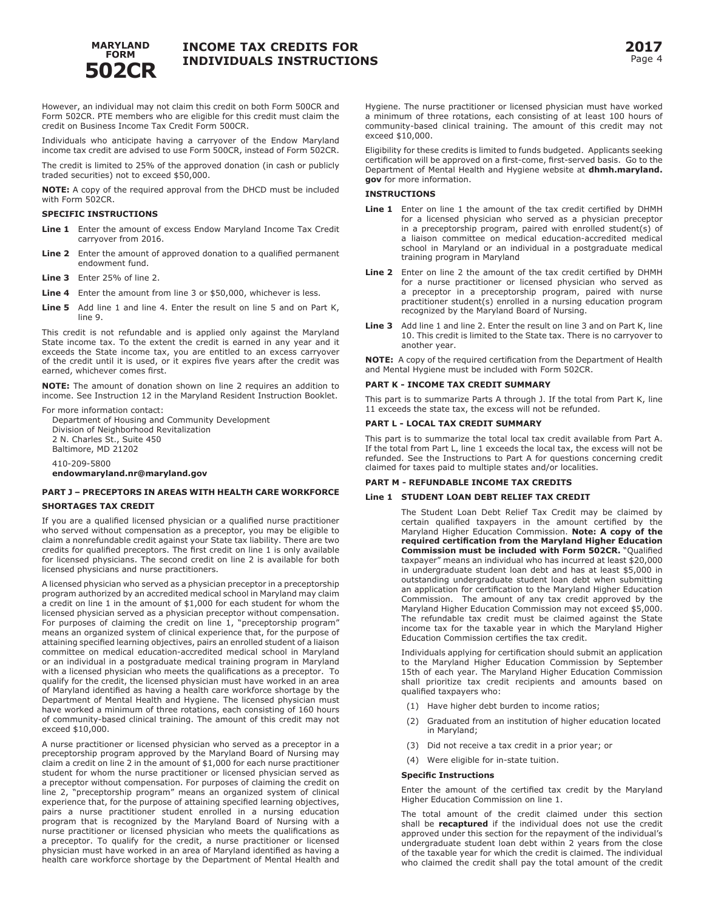However, an individual may not claim this credit on both Form 500CR and Form 502CR. PTE members who are eligible for this credit must claim the credit on Business Income Tax Credit Form 500CR.

Individuals who anticipate having a carryover of the Endow Maryland income tax credit are advised to use Form 500CR, instead of Form 502CR.

The credit is limited to 25% of the approved donation (in cash or publicly traded securities) not to exceed $50,000.

**NOTE:** A copy of the required approval from the DHCD must be included with Form 502CR.

**SPECIFIC INSTRUCTIONS**

**Line 1** Enter the amount of excess Endow Maryland Income Tax Credit carryover from 2016.

**Line 2** Enter the amount of approved donation to a qualified permanent endowment fund.

**Line 3** Enter 25% of line 2.

**Line 4** Enter the amount from line 3 or $50,000, whichever is less.

**Line 5** Add line 1 and line 4. Enter the result on line 5 and on Part K, line 9.

This credit is not refundable and is applied only against the Maryland State income tax. To the extent the credit is earned in any year and it exceeds the State income tax, you are entitled to an excess carryover of the credit until it is used, or it expires five years after the credit was earned, whichever comes first.

**NOTE:** The amount of donation shown on line 2 requires an addition to income. See Instruction 12 in the Maryland Resident Instruction Booklet.

For more information contact:

Department of Housing and Community Development
Division of Neighborhood Revitalization
2 N. Charles St., Suite 450
Baltimore, MD 21202

410-209-5800
**endowmaryland.nr@maryland.gov**

**PART J – PRECEPTORS IN AREAS WITH HEALTH CARE WORKFORCE SHORTAGES TAX CREDIT**

If you are a qualified licensed physician or a qualified nurse practitioner who served without compensation as a preceptor, you may be eligible to claim a nonrefundable credit against your State tax liability. There are two credits for qualified preceptors. The first credit on line 1 is only available for licensed physicians. The second credit on line 2 is available for both licensed physicians and nurse practitioners.

A licensed physician who served as a physician preceptor in a preceptorship program authorized by an accredited medical school in Maryland may claim a credit on line 1 in the amount of $1,000 for each student for whom the licensed physician served as a physician preceptor without compensation. For purposes of claiming the credit on line 1, "preceptorship program" means an organized system of clinical experience that, for the purpose of attaining specified learning objectives, pairs an enrolled student of a liaison committee on medical education-accredited medical school in Maryland or an individual in a postgraduate medical training program in Maryland with a licensed physician who meets the qualifications as a preceptor. To qualify for the credit, the licensed physician must have worked in an area of Maryland identified as having a health care workforce shortage by the Department of Mental Health and Hygiene. The licensed physician must have worked a minimum of three rotations, each consisting of 160 hours of community-based clinical training. The amount of this credit may not exceed $10,000.

A nurse practitioner or licensed physician who served as a preceptor in a preceptorship program approved by the Maryland Board of Nursing may claim a credit on line 2 in the amount of $1,000 for each nurse practitioner student for whom the nurse practitioner or licensed physician served as a preceptor without compensation. For purposes of claiming the credit on line 2, "preceptorship program" means an organized system of clinical experience that, for the purpose of attaining specified learning objectives, pairs a nurse practitioner student enrolled in a nursing education program that is recognized by the Maryland Board of Nursing with a nurse practitioner or licensed physician who meets the qualifications as a preceptor. To qualify for the credit, a nurse practitioner or licensed physician must have worked in an area of Maryland identified as having a health care workforce shortage by the Department of Mental Health and Hygiene. The nurse practitioner or licensed physician must have worked a minimum of three rotations, each consisting of at least 100 hours of community-based clinical training. The amount of this credit may not exceed $10,000.

Eligibility for these credits is limited to funds budgeted. Applicants seeking certification will be approved on a first-come, first-served basis. Go to the Department of Mental Health and Hygiene website at **dhmh.maryland.gov** for more information.

**INSTRUCTIONS**

**Line 1** Enter on line 1 the amount of the tax credit certified by DHMH for a licensed physician who served as a physician preceptor in a preceptorship program, paired with enrolled student(s) of a liaison committee on medical education-accredited medical school in Maryland or an individual in a postgraduate medical training program in Maryland

**Line 2** Enter on line 2 the amount of the tax credit certified by DHMH for a nurse practitioner or licensed physician who served as a preceptor in a preceptorship program, paired with nurse practitioner student(s) enrolled in a nursing education program recognized by the Maryland Board of Nursing.

**Line 3** Add line 1 and line 2. Enter the result on line 3 and on Part K, line 10. This credit is limited to the State tax. There is no carryover to another year.

**NOTE:** A copy of the required certification from the Department of Health and Mental Hygiene must be included with Form 502CR.

**PART K - INCOME TAX CREDIT SUMMARY**

This part is to summarize Parts A through J. If the total from Part K, line 11 exceeds the state tax, the excess will not be refunded.

**PART L - LOCAL TAX CREDIT SUMMARY**

This part is to summarize the total local tax credit available from Part A. If the total from Part L, line 1 exceeds the local tax, the excess will not be refunded. See the Instructions to Part A for questions concerning credit claimed for taxes paid to multiple states and/or localities.

**PART M - REFUNDABLE INCOME TAX CREDITS**

**Line 1 STUDENT LOAN DEBT RELIEF TAX CREDIT**

The Student Loan Debt Relief Tax Credit may be claimed by certain qualified taxpayers in the amount certified by the Maryland Higher Education Commission. **Note: A copy of the required certification from the Maryland Higher Education Commission must be included with Form 502CR.** "Qualified taxpayer" means an individual who has incurred at least $20,000 in undergraduate student loan debt and has at least $5,000 in outstanding undergraduate student loan debt when submitting an application for certification to the Maryland Higher Education Commission. The amount of any tax credit approved by the Maryland Higher Education Commission may not exceed $5,000. The refundable tax credit must be claimed against the State income tax for the taxable year in which the Maryland Higher Education Commission certifies the tax credit.

Individuals applying for certification should submit an application to the Maryland Higher Education Commission by September 15th of each year. The Maryland Higher Education Commission shall prioritize tax credit recipients and amounts based on qualified taxpayers who:

(1) Have higher debt burden to income ratios;

(2) Graduated from an institution of higher education located in Maryland;

(3) Did not receive a tax credit in a prior year; or

(4) Were eligible for in-state tuition.

**Specific Instructions**

Enter the amount of the certified tax credit by the Maryland Higher Education Commission on line 1.

The total amount of the credit claimed under this section shall be **recaptured** if the individual does not use the credit approved under this section for the repayment of the individual's undergraduate student loan debt within 2 years from the close of the taxable year for which the credit is claimed. The individual who claimed the credit shall pay the total amount of the credit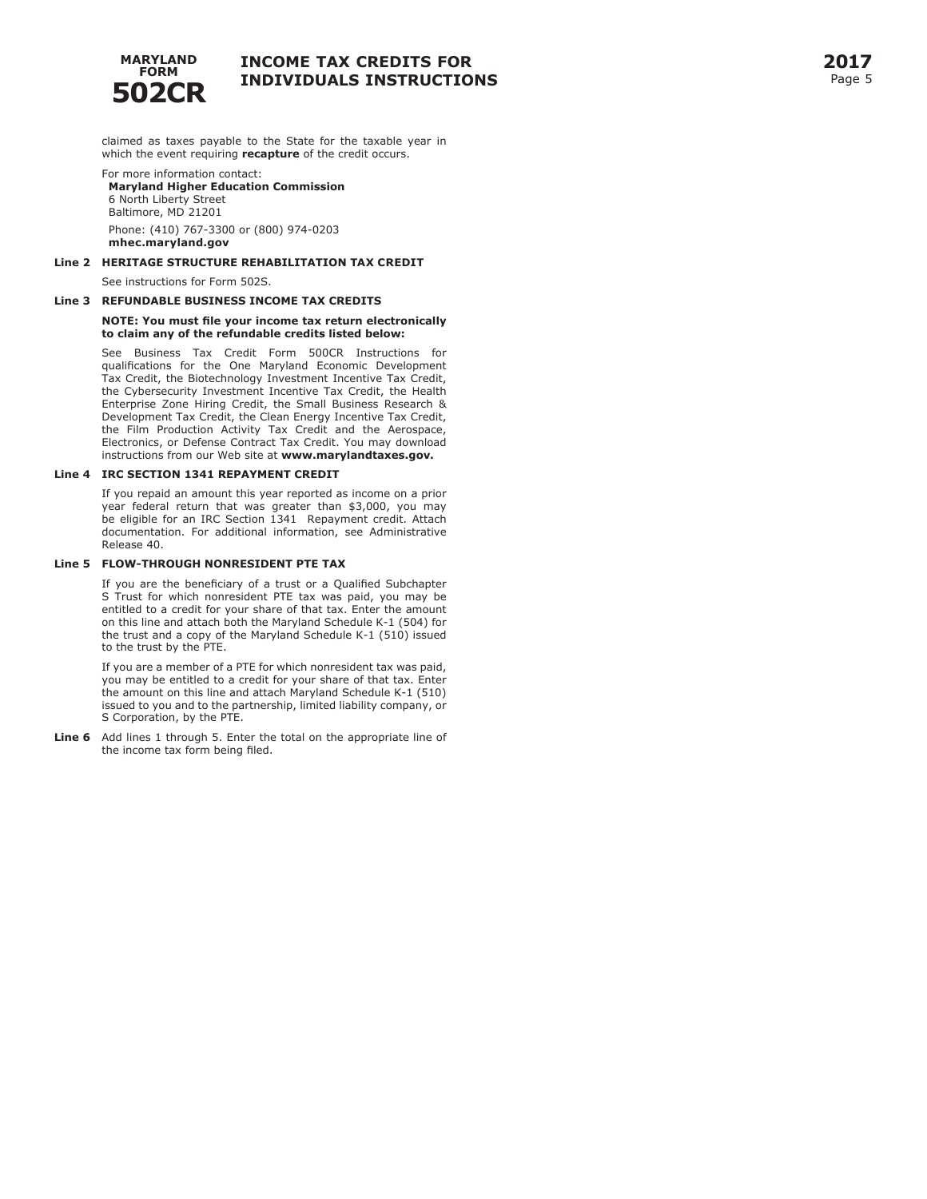claimed as taxes payable to the State for the taxable year in which the event requiring **recapture** of the credit occurs.

For more information contact:
**Maryland Higher Education Commission**
6 North Liberty Street
Baltimore, MD 21201

Phone: (410) 767-3300 or (800) 974-0203
**mhec.maryland.gov**

**Line 2 HERITAGE STRUCTURE REHABILITATION TAX CREDIT**

See instructions for Form 502S.

**Line 3 REFUNDABLE BUSINESS INCOME TAX CREDITS**

**NOTE: You must file your income tax return electronically to claim any of the refundable credits listed below:**

See Business Tax Credit Form 500CR Instructions for qualifications for the One Maryland Economic Development Tax Credit, the Biotechnology Investment Incentive Tax Credit, the Cybersecurity Investment Incentive Tax Credit, the Health Enterprise Zone Hiring Credit, the Small Business Research & Development Tax Credit, the Clean Energy Incentive Tax Credit, the Film Production Activity Tax Credit and the Aerospace, Electronics, or Defense Contract Tax Credit. You may download instructions from our Web site at **www.marylandtaxes.gov.**

**Line 4 IRC SECTION 1341 REPAYMENT CREDIT**

If you repaid an amount this year reported as income on a prior year federal return that was greater than $3,000, you may be eligible for an IRC Section 1341 Repayment credit. Attach documentation. For additional information, see Administrative Release 40.

**Line 5 FLOW-THROUGH NONRESIDENT PTE TAX**

If you are the beneficiary of a trust or a Qualified Subchapter S Trust for which nonresident PTE tax was paid, you may be entitled to a credit for your share of that tax. Enter the amount on this line and attach both the Maryland Schedule K-1 (504) for the trust and a copy of the Maryland Schedule K-1 (510) issued to the trust by the PTE.

If you are a member of a PTE for which nonresident tax was paid, you may be entitled to a credit for your share of that tax. Enter the amount on this line and attach Maryland Schedule K-1 (510) issued to you and to the partnership, limited liability company, or S Corporation, by the PTE.

**Line 6** Add lines 1 through 5. Enter the total on the appropriate line of the income tax form being filed.